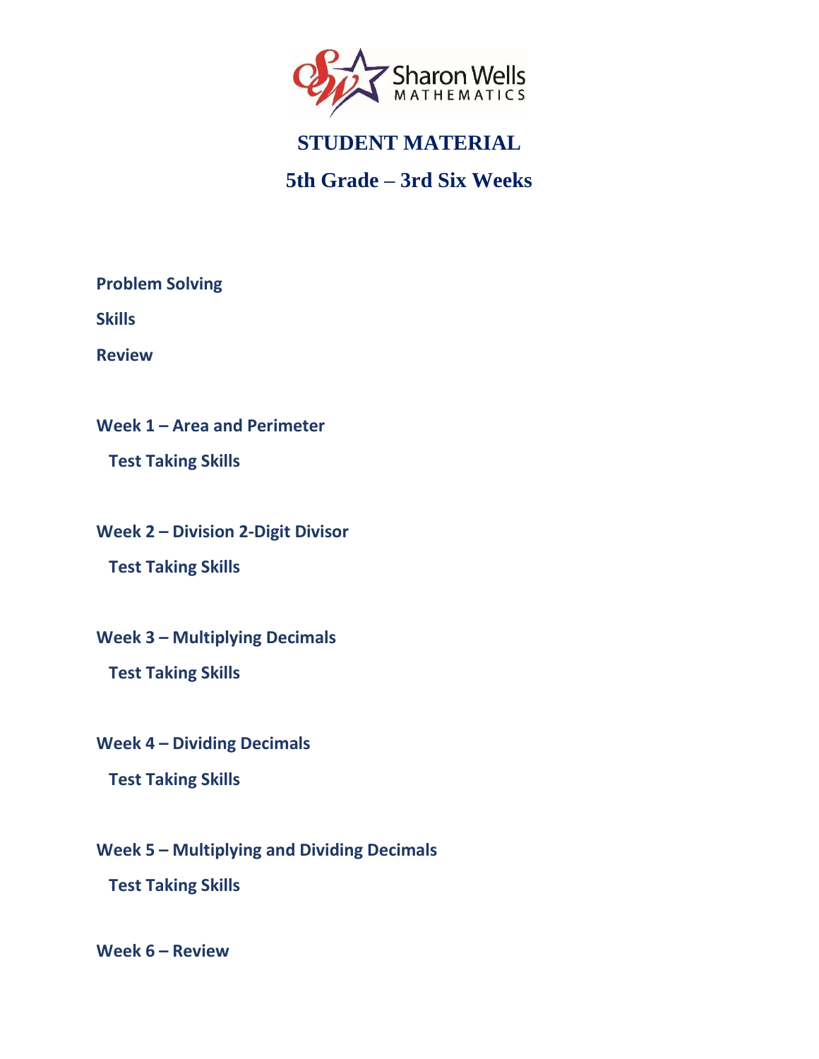Sharon Wells MATHEMATICS

# STUDENT MATERIAL

## 5th Grade – 3rd Six Weeks

**Problem Solving**

**Skills**

**Review**

**Week 1 – Area and Perimeter**

**Test Taking Skills**

**Week 2 – Division 2-Digit Divisor**

**Test Taking Skills**

**Week 3 – Multiplying Decimals**

**Test Taking Skills**

**Week 4 – Dividing Decimals**

**Test Taking Skills**

**Week 5 – Multiplying and Dividing Decimals**

**Test Taking Skills**

**Week 6 – Review**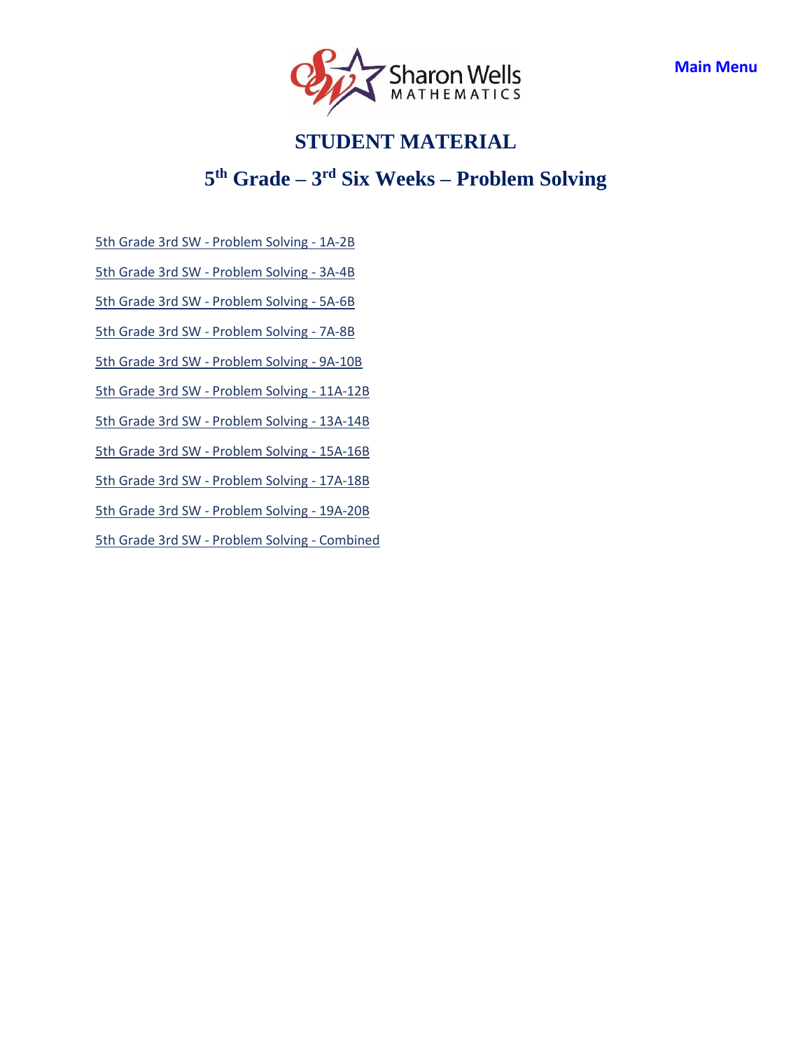Main Menu

# STUDENT MATERIAL

## 5th Grade – 3rd Six Weeks – Problem Solving

5th Grade 3rd SW - Problem Solving - 1A-2B

5th Grade 3rd SW - Problem Solving - 3A-4B

5th Grade 3rd SW - Problem Solving - 5A-6B

5th Grade 3rd SW - Problem Solving - 7A-8B

5th Grade 3rd SW - Problem Solving - 9A-10B

5th Grade 3rd SW - Problem Solving - 11A-12B

5th Grade 3rd SW - Problem Solving - 13A-14B

5th Grade 3rd SW - Problem Solving - 15A-16B

5th Grade 3rd SW - Problem Solving - 17A-18B

5th Grade 3rd SW - Problem Solving - 19A-20B

5th Grade 3rd SW - Problem Solving - Combined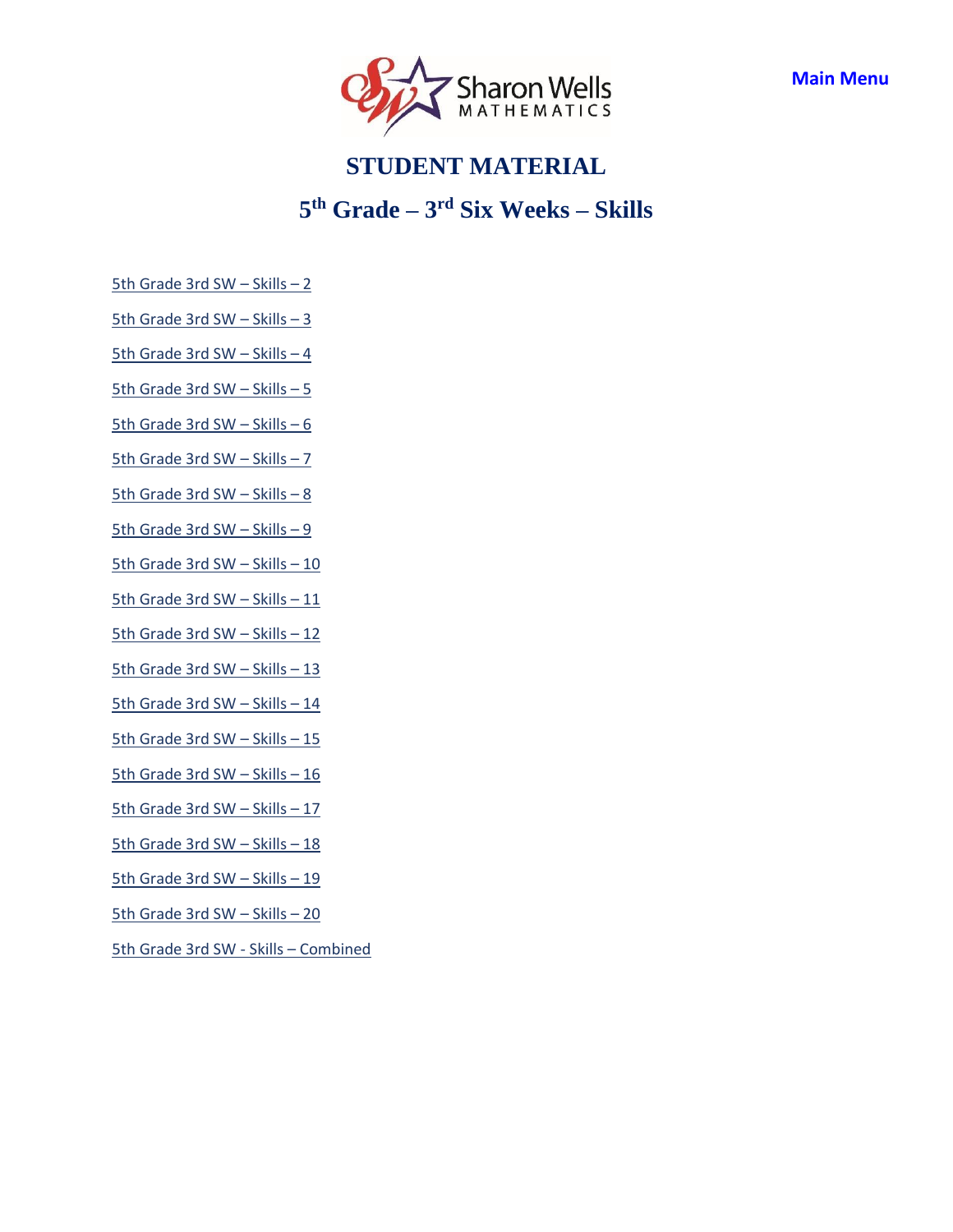Main Menu

Sharon Wells MATHEMATICS

# STUDENT MATERIAL

## 5th Grade – 3rd Six Weeks – Skills

5th Grade 3rd SW – Skills – 2

5th Grade 3rd SW – Skills – 3

5th Grade 3rd SW – Skills – 4

5th Grade 3rd SW – Skills – 5

5th Grade 3rd SW – Skills – 6

5th Grade 3rd SW – Skills – 7

5th Grade 3rd SW – Skills – 8

5th Grade 3rd SW – Skills – 9

5th Grade 3rd SW – Skills – 10

5th Grade 3rd SW – Skills – 11

5th Grade 3rd SW – Skills – 12

5th Grade 3rd SW – Skills – 13

5th Grade 3rd SW – Skills – 14

5th Grade 3rd SW – Skills – 15

5th Grade 3rd SW – Skills – 16

5th Grade 3rd SW – Skills – 17

5th Grade 3rd SW – Skills – 18

5th Grade 3rd SW – Skills – 19

5th Grade 3rd SW – Skills – 20

5th Grade 3rd SW - Skills – Combined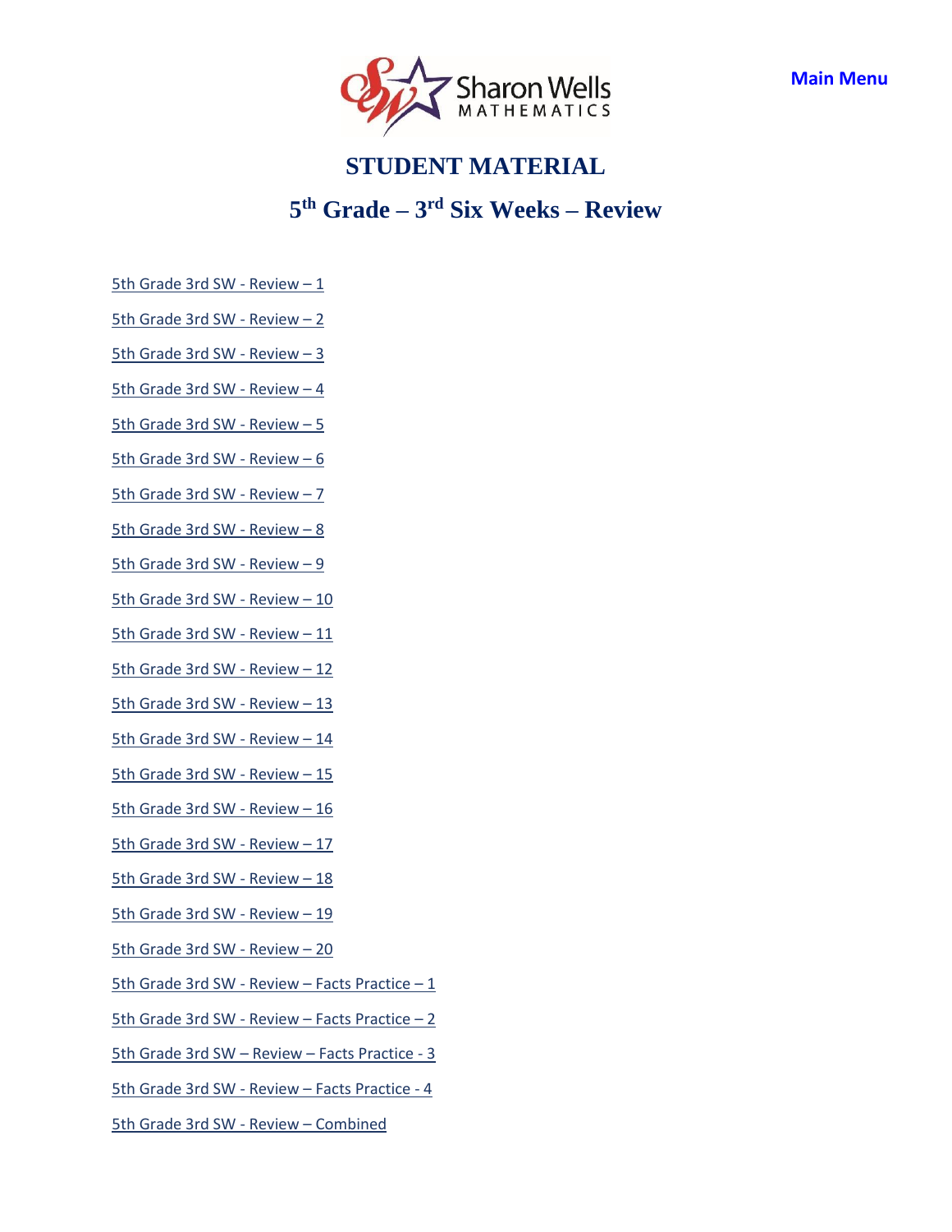Main Menu

# STUDENT MATERIAL

## 5th Grade – 3rd Six Weeks – Review

5th Grade 3rd SW - Review – 1

5th Grade 3rd SW - Review – 2

5th Grade 3rd SW - Review – 3

5th Grade 3rd SW - Review – 4

5th Grade 3rd SW - Review – 5

5th Grade 3rd SW - Review – 6

5th Grade 3rd SW - Review – 7

5th Grade 3rd SW - Review – 8

5th Grade 3rd SW - Review – 9

5th Grade 3rd SW - Review – 10

5th Grade 3rd SW - Review – 11

5th Grade 3rd SW - Review – 12

5th Grade 3rd SW - Review – 13

5th Grade 3rd SW - Review – 14

5th Grade 3rd SW - Review – 15

5th Grade 3rd SW - Review – 16

5th Grade 3rd SW - Review – 17

5th Grade 3rd SW - Review – 18

5th Grade 3rd SW - Review – 19

5th Grade 3rd SW - Review – 20

5th Grade 3rd SW - Review – Facts Practice – 1

5th Grade 3rd SW - Review – Facts Practice – 2

5th Grade 3rd SW – Review – Facts Practice - 3

5th Grade 3rd SW - Review – Facts Practice - 4

5th Grade 3rd SW - Review – Combined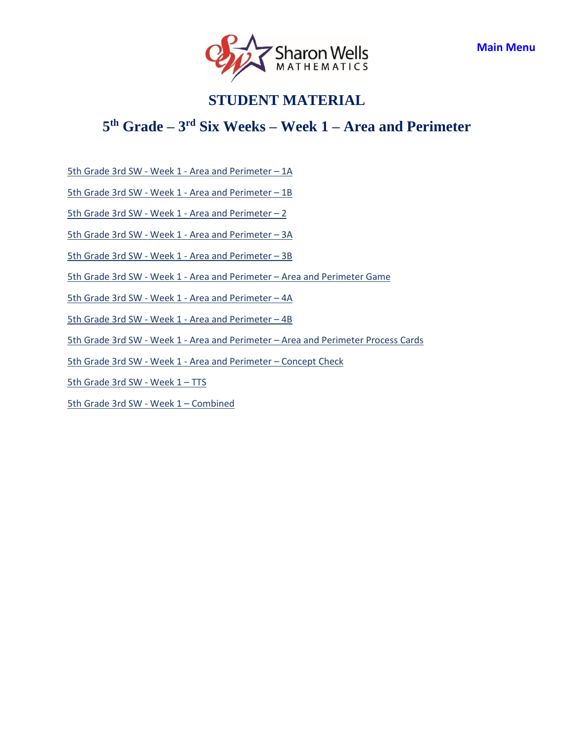Main Menu

# STUDENT MATERIAL

## 5th Grade – 3rd Six Weeks – Week 1 – Area and Perimeter

5th Grade 3rd SW - Week 1 - Area and Perimeter – 1A

5th Grade 3rd SW - Week 1 - Area and Perimeter – 1B

5th Grade 3rd SW - Week 1 - Area and Perimeter – 2

5th Grade 3rd SW - Week 1 - Area and Perimeter – 3A

5th Grade 3rd SW - Week 1 - Area and Perimeter – 3B

5th Grade 3rd SW - Week 1 - Area and Perimeter – Area and Perimeter Game

5th Grade 3rd SW - Week 1 - Area and Perimeter – 4A

5th Grade 3rd SW - Week 1 - Area and Perimeter – 4B

5th Grade 3rd SW - Week 1 - Area and Perimeter – Area and Perimeter Process Cards

5th Grade 3rd SW - Week 1 - Area and Perimeter – Concept Check

5th Grade 3rd SW - Week 1 – TTS

5th Grade 3rd SW - Week 1 – Combined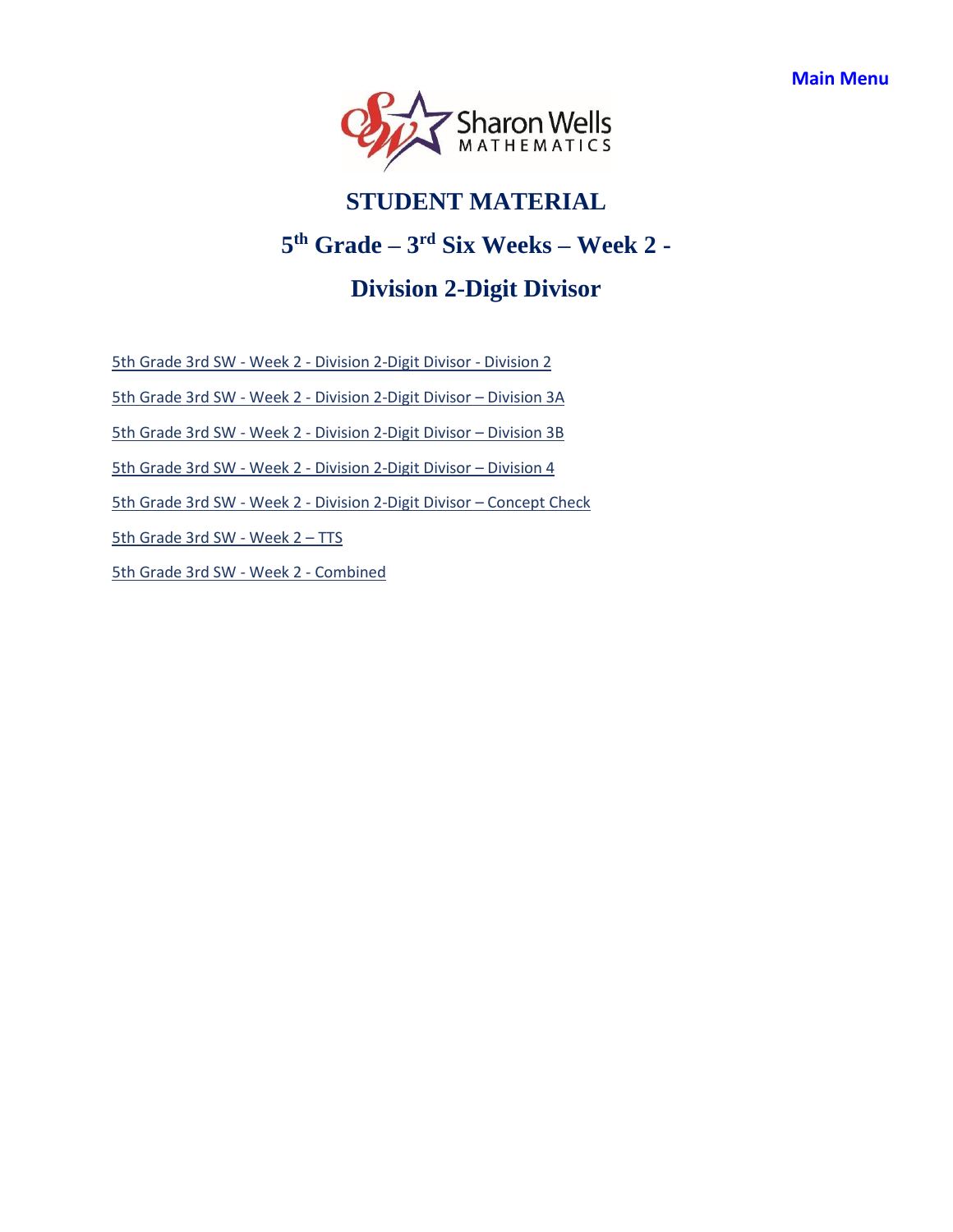Main Menu

Sharon Wells MATHEMATICS

# STUDENT MATERIAL

## 5th Grade – 3rd Six Weeks – Week 2 -

## Division 2-Digit Divisor

5th Grade 3rd SW - Week 2 - Division 2-Digit Divisor - Division 2

5th Grade 3rd SW - Week 2 - Division 2-Digit Divisor – Division 3A

5th Grade 3rd SW - Week 2 - Division 2-Digit Divisor – Division 3B

5th Grade 3rd SW - Week 2 - Division 2-Digit Divisor – Division 4

5th Grade 3rd SW - Week 2 - Division 2-Digit Divisor – Concept Check

5th Grade 3rd SW - Week 2 – TTS

5th Grade 3rd SW - Week 2 - Combined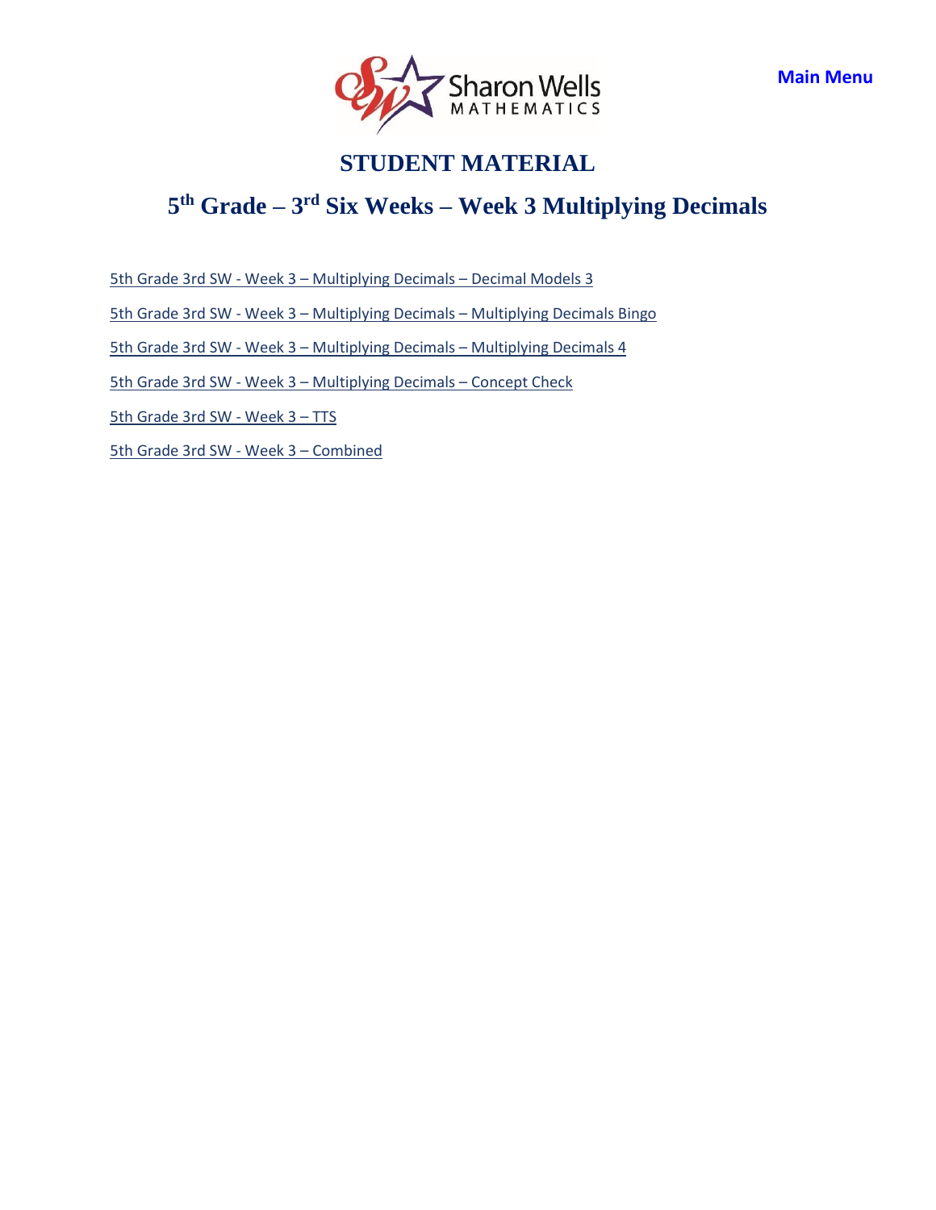Main Menu

# STUDENT MATERIAL

## 5th Grade – 3rd Six Weeks – Week 3 Multiplying Decimals

5th Grade 3rd SW - Week 3 – Multiplying Decimals – Decimal Models 3

5th Grade 3rd SW - Week 3 – Multiplying Decimals – Multiplying Decimals Bingo

5th Grade 3rd SW - Week 3 – Multiplying Decimals – Multiplying Decimals 4

5th Grade 3rd SW - Week 3 – Multiplying Decimals – Concept Check

5th Grade 3rd SW - Week 3 – TTS

5th Grade 3rd SW - Week 3 – Combined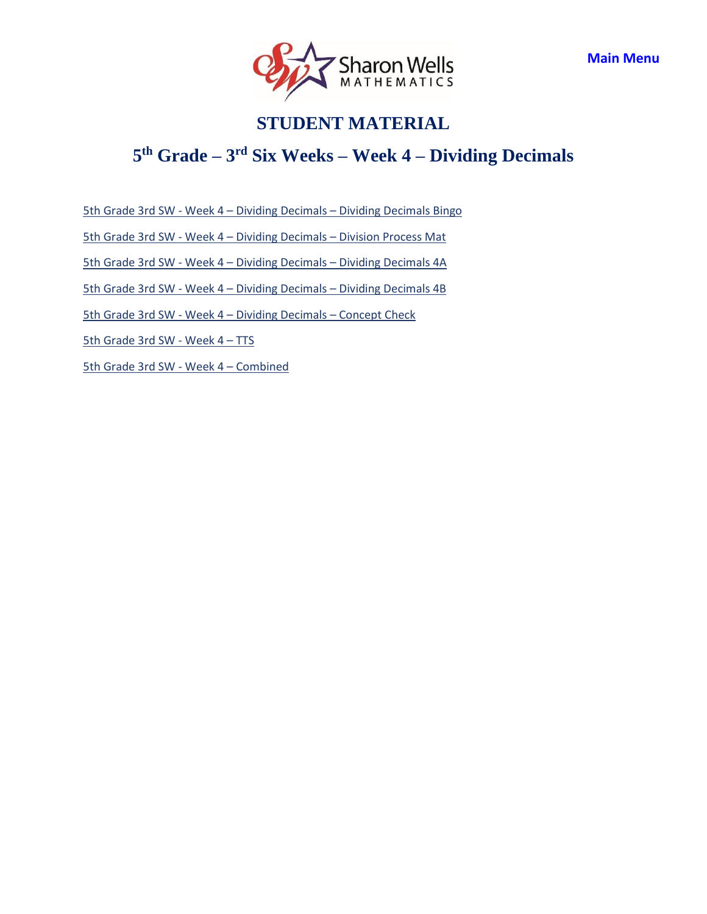Main Menu

# STUDENT MATERIAL

## 5th Grade – 3rd Six Weeks – Week 4 – Dividing Decimals

5th Grade 3rd SW - Week 4 – Dividing Decimals – Dividing Decimals Bingo

5th Grade 3rd SW - Week 4 – Dividing Decimals – Division Process Mat

5th Grade 3rd SW - Week 4 – Dividing Decimals – Dividing Decimals 4A

5th Grade 3rd SW - Week 4 – Dividing Decimals – Dividing Decimals 4B

5th Grade 3rd SW - Week 4 – Dividing Decimals – Concept Check

5th Grade 3rd SW - Week 4 – TTS

5th Grade 3rd SW - Week 4 – Combined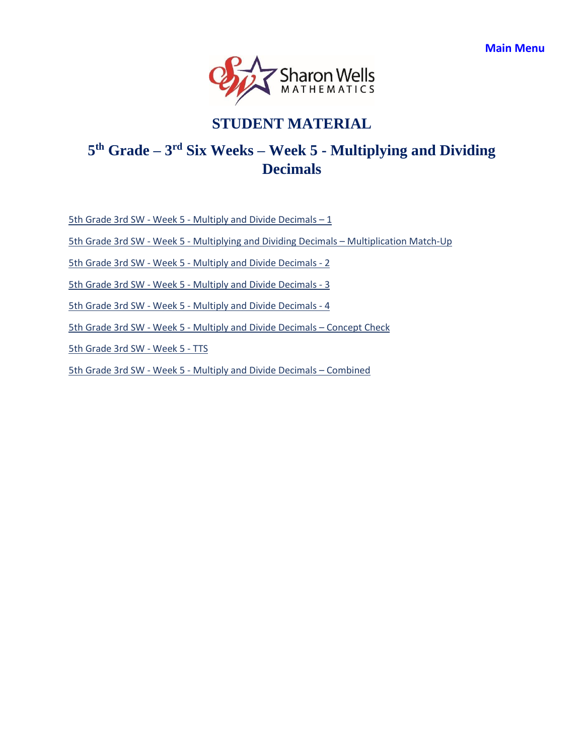Main Menu

Sharon Wells MATHEMATICS

# STUDENT MATERIAL

## 5th Grade – 3rd Six Weeks – Week 5 - Multiplying and Dividing Decimals

5th Grade 3rd SW - Week 5 - Multiply and Divide Decimals – 1

5th Grade 3rd SW - Week 5 - Multiplying and Dividing Decimals – Multiplication Match-Up

5th Grade 3rd SW - Week 5 - Multiply and Divide Decimals - 2

5th Grade 3rd SW - Week 5 - Multiply and Divide Decimals - 3

5th Grade 3rd SW - Week 5 - Multiply and Divide Decimals - 4

5th Grade 3rd SW - Week 5 - Multiply and Divide Decimals – Concept Check

5th Grade 3rd SW - Week 5 - TTS

5th Grade 3rd SW - Week 5 - Multiply and Divide Decimals – Combined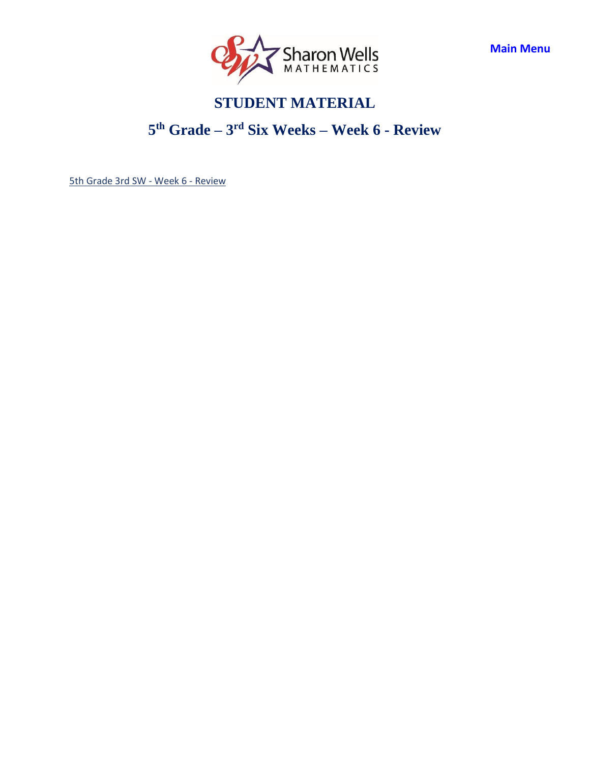**Main Menu**

# STUDENT MATERIAL

## 5th Grade – 3rd Six Weeks – Week 6 - Review

5th Grade 3rd SW - Week 6 - Review